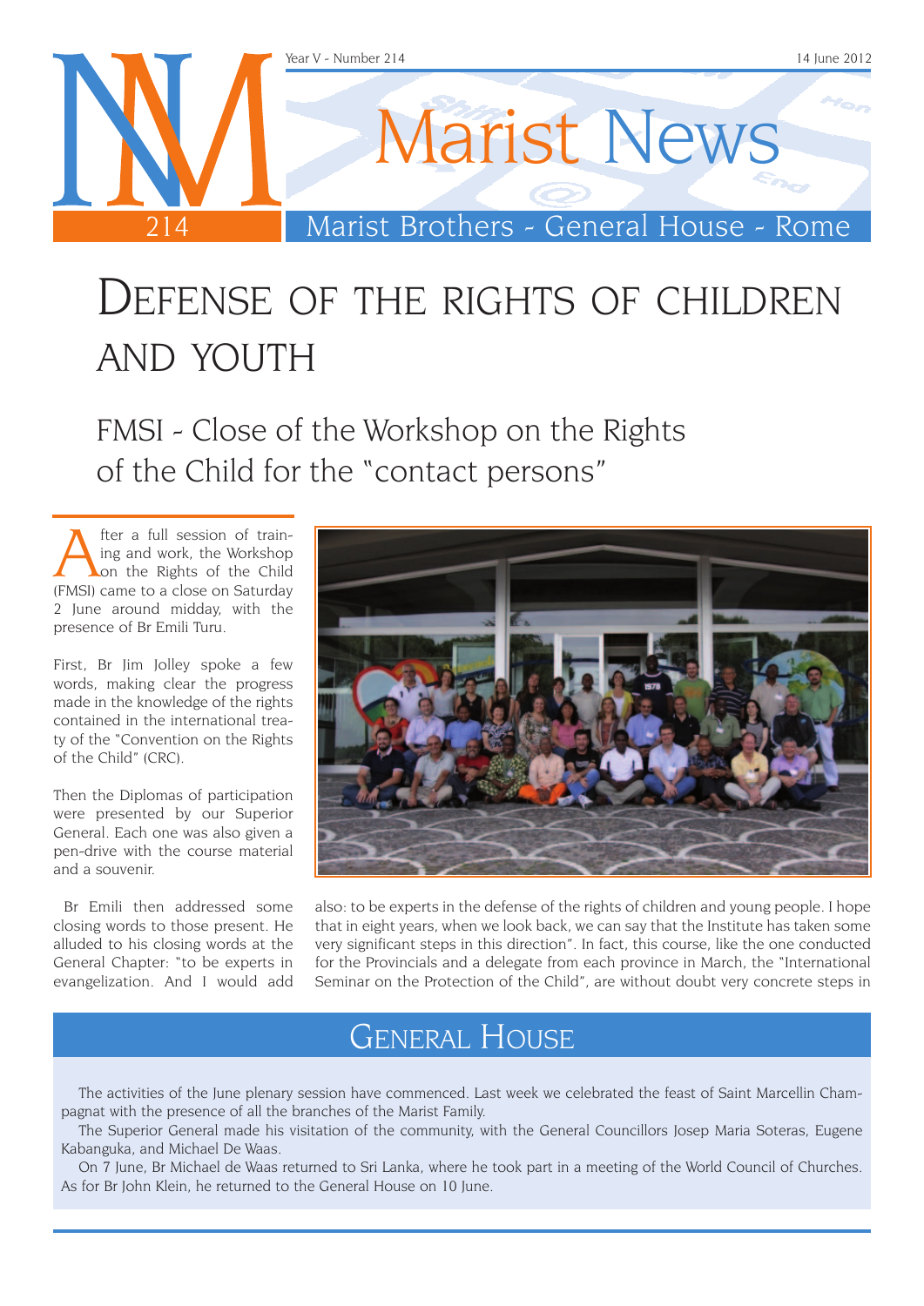# Defense of the rights of children and youth

## FMSI - Close of the Workshop on the Rights of the Child for the "contact persons"

After a full session of training and work, the Workshop on the Rights of the Child (FMSI) came to a close on Saturday 2 June around midday, with the presence of Br Emili Turu.

First, Br Jim Jolley spoke a few words, making clear the progress made in the knowledge of the rights contained in the international treaty of the "Convention on the Rights of the Child" (CRC).

Then the Diplomas of participation were presented by our Superior General. Each one was also given a pen-drive with the course material and a souvenir.

Br Emili then addressed some closing words to those present. He alluded to his closing words at the General Chapter: "to be experts in evangelization. And I would add also: to be experts in the defense of the rights of children and young people. I hope that in eight years, when we look back, we can say that the Institute has taken some very significant steps in this direction". In fact, this course, like the one conducted for the Provincials and a delegate from each province in March, the "International Seminar on the Protection of the Child", are without doubt very concrete steps in

## General House

The activities of the June plenary session have commenced. Last week we celebrated the feast of Saint Marcellin Champagnat with the presence of all the branches of the Marist Family.

The Superior General made his visitation of the community, with the General Councillors Josep Maria Soteras, Eugene Kabanguka, and Michael De Waas.

On 7 June, Br Michael de Waas returned to Sri Lanka, where he took part in a meeting of the World Council of Churches. As for Br John Klein, he returned to the General House on 10 June.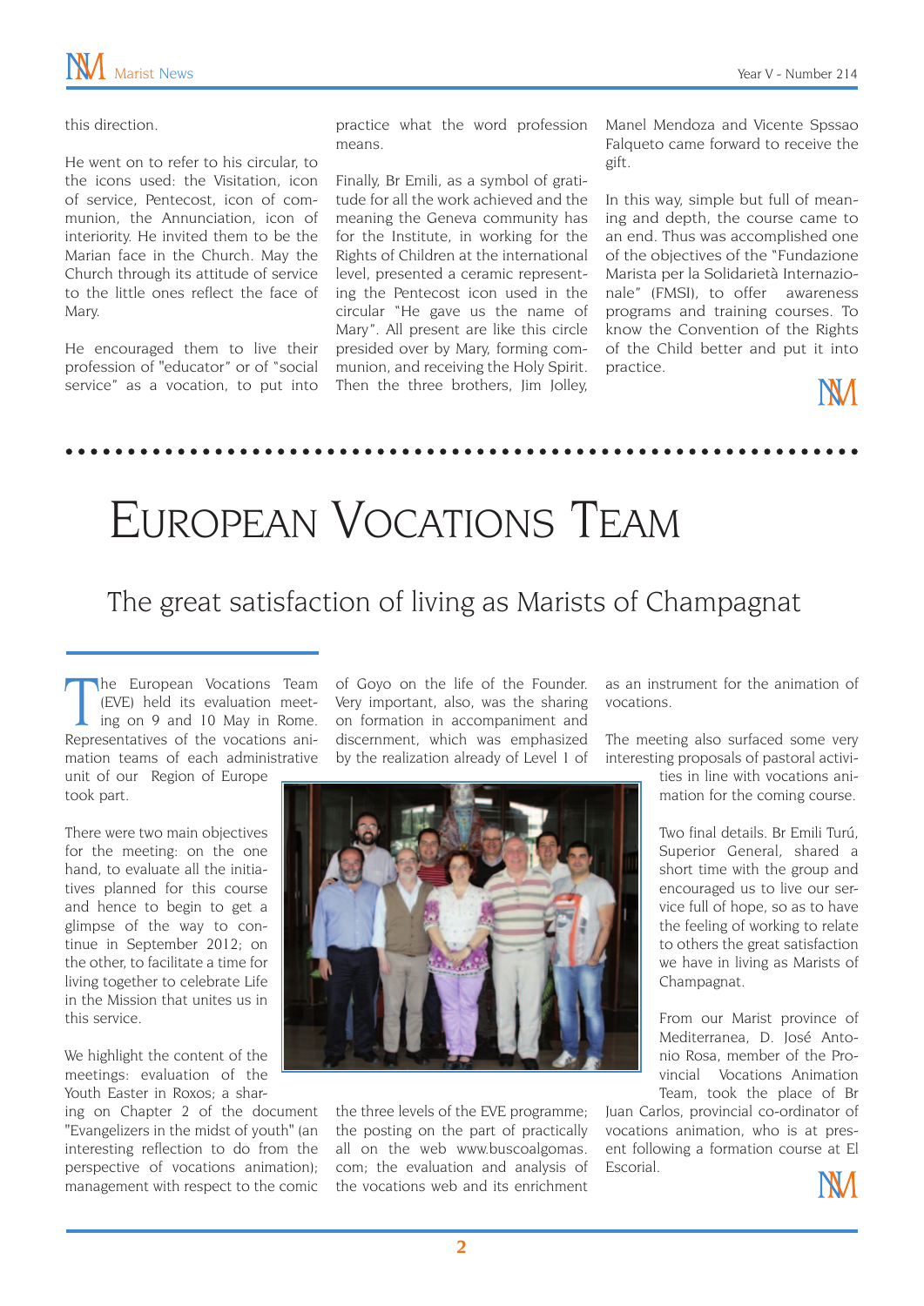this direction.

He went on to refer to his circular, to the icons used: the Visitation, icon of service, Pentecost, icon of communion, the Annunciation, icon of interiority. He invited them to be the Marian face in the Church. May the Church through its attitude of service to the little ones reflect the face of Mary.

He encouraged them to live their profession of "educator" or of "social service" as a vocation, to put into practice what the word profession means.

Finally, Br Emili, as a symbol of gratitude for all the work achieved and the meaning the Geneva community has for the Institute, in working for the Rights of Children at the international level, presented a ceramic representing the Pentecost icon used in the circular "He gave us the name of Mary". All present are like this circle presided over by Mary, forming communion, and receiving the Holy Spirit. Then the three brothers, Jim Jolley, Manel Mendoza and Vicente Spssao Falqueto came forward to receive the gift.

In this way, simple but full of meaning and depth, the course came to an end. Thus was accomplished one of the objectives of the "Fundazione Marista per la Solidarietà Internazionale" (FMSI), to offer awareness programs and training courses. To know the Convention of the Rights of the Child better and put it into practice.

# European Vocations Team

## The great satisfaction of living as Marists of Champagnat

The European Vocations Team (EVE) held its evaluation meeting on 9 and 10 May in Rome. Representatives of the vocations animation teams of each administrative unit of our Region of Europe took part.

There were two main objectives for the meeting: on the one hand, to evaluate all the initiatives planned for this course and hence to begin to get a glimpse of the way to continue in September 2012; on the other, to facilitate a time for living together to celebrate Life in the Mission that unites us in this service.

We highlight the content of the meetings: evaluation of the Youth Easter in Roxos; a sharing on Chapter 2 of the document "Evangelizers in the midst of youth" (an interesting reflection to do from the perspective of vocations animation); management with respect to the comic of Goyo on the life of the Founder. Very important, also, was the sharing on formation in accompaniment and discernment, which was emphasized by the realization already of Level I of the three levels of the EVE programme; the posting on the part of practically all on the web www.buscoalgomas.com; the evaluation and analysis of the vocations web and its enrichment as an instrument for the animation of vocations.

The meeting also surfaced some very interesting proposals of pastoral activities in line with vocations animation for the coming course.

Two final details. Br Emili Turú, Superior General, shared a short time with the group and encouraged us to live our service full of hope, so as to have the feeling of working to relate to others the great satisfaction we have in living as Marists of Champagnat.

From our Marist province of Mediterranea, D. José Antonio Rosa, member of the Provincial Vocations Animation Team, took the place of Br Juan Carlos, provincial co-ordinator of vocations animation, who is at present following a formation course at El Escorial.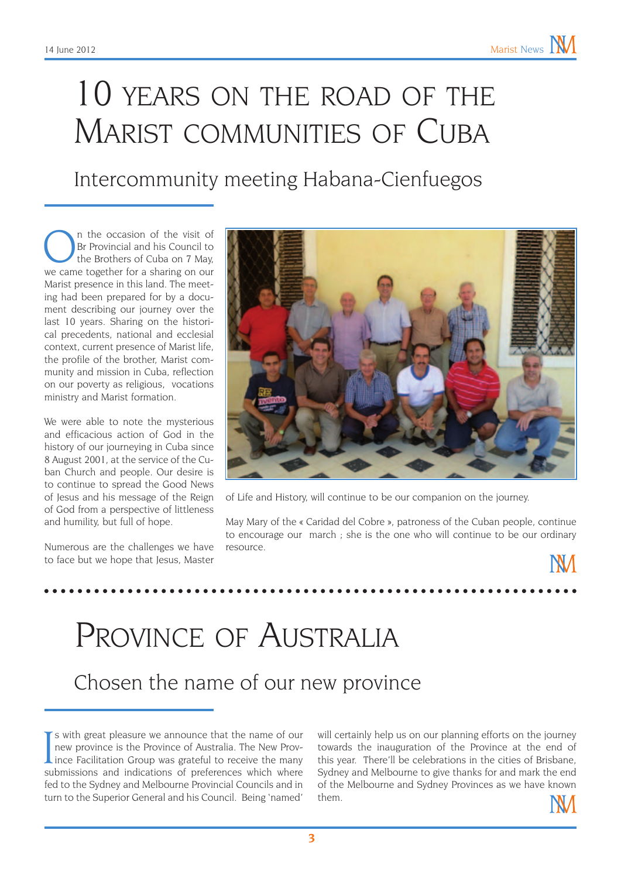# 10 Years on the Road of the Marist Communities of Cuba

## Intercommunity meeting Habana-Cienfuegos

On the occasion of the visit of Br Provincial and his Council to the Brothers of Cuba on 7 May, we came together for a sharing on our Marist presence in this land. The meeting had been prepared for by a document describing our journey over the last 10 years. Sharing on the historical precedents, national and ecclesial context, current presence of Marist life, the profile of the brother, Marist community and mission in Cuba, reflection on our poverty as religious, vocations ministry and Marist formation.

We were able to note the mysterious and efficacious action of God in the history of our journeying in Cuba since 8 August 2001, at the service of the Cuban Church and people. Our desire is to continue to spread the Good News of Jesus and his message of the Reign of God from a perspective of littleness and humility, but full of hope.

Numerous are the challenges we have to face but we hope that Jesus, Master of Life and History, will continue to be our companion on the journey.

May Mary of the « Caridad del Cobre », patroness of the Cuban people, continue to encourage our march ; she is the one who will continue to be our ordinary resource.

# Province of Australia

## Chosen the name of our new province

Is with great pleasure we announce that the name of our new province is the Province of Australia. The New Province Facilitation Group was grateful to receive the many submissions and indications of preferences which where fed to the Sydney and Melbourne Provincial Councils and in turn to the Superior General and his Council. Being 'named' will certainly help us on our planning efforts on the journey towards the inauguration of the Province at the end of this year. There'll be celebrations in the cities of Brisbane, Sydney and Melbourne to give thanks for and mark the end of the Melbourne and Sydney Provinces as we have known them.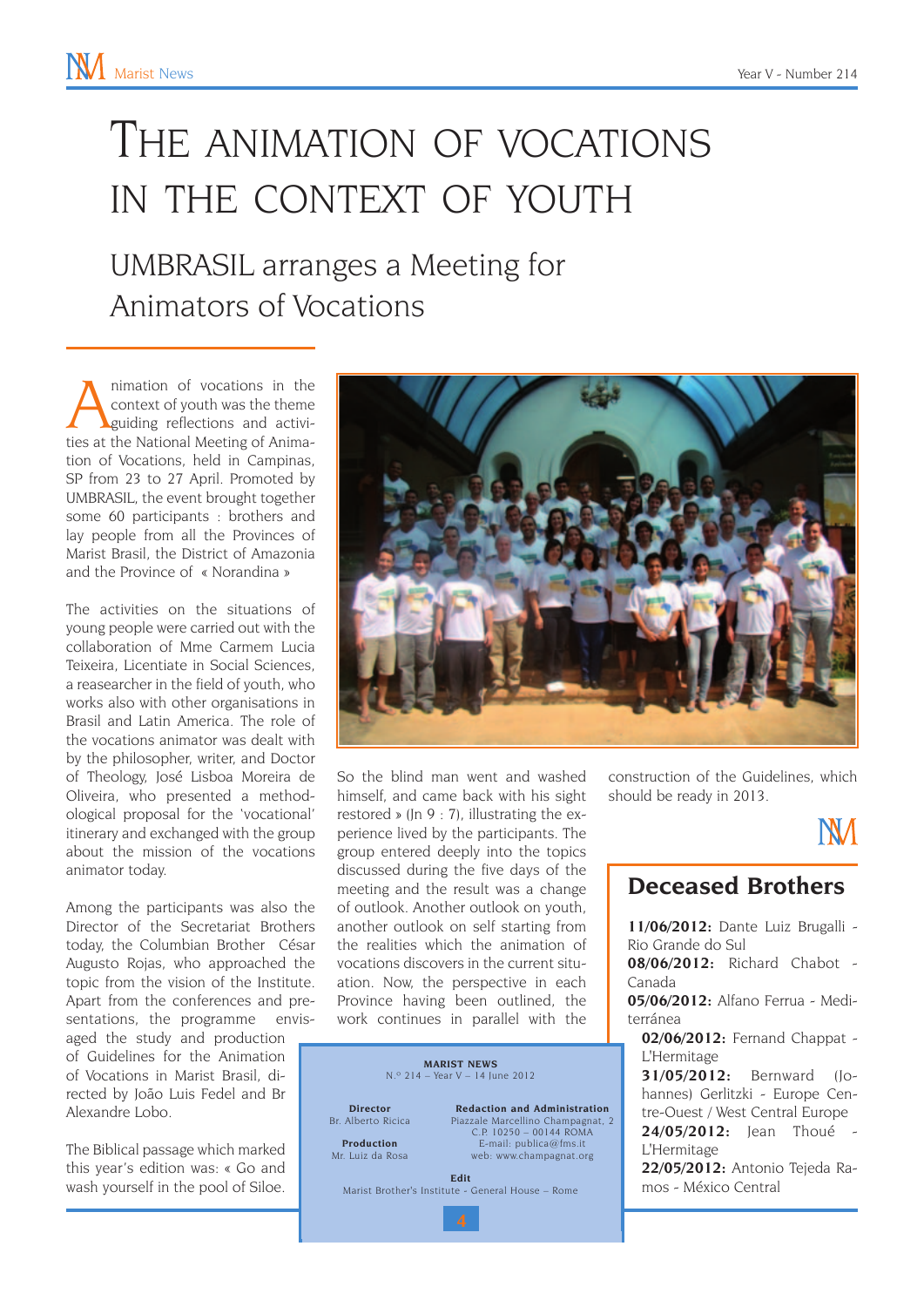# THE ANIMATION OF VOCATIONS IN THE CONTEXT OF YOUTH

## UMBRASIL arranges a Meeting for Animators of Vocations

Animation of vocations in the context of youth was the theme guiding reflections and activities at the National Meeting of Animation of Vocations, held in Campinas, SP from 23 to 27 April. Promoted by UMBRASIL, the event brought together some 60 participants : brothers and lay people from all the Provinces of Marist Brasil, the District of Amazonia and the Province of « Norandina »

The activities on the situations of young people were carried out with the collaboration of Mme Carmem Lucia Teixeira, Licentiate in Social Sciences, a reasearcher in the field of youth, who works also with other organisations in Brasil and Latin America. The role of the vocations animator was dealt with by the philosopher, writer, and Doctor of Theology, José Lisboa Moreira de Oliveira, who presented a methodological proposal for the 'vocational' itinerary and exchanged with the group about the mission of the vocations animator today.

Among the participants was also the Director of the Secretariat Brothers today, the Columbian Brother César Augusto Rojas, who approached the topic from the vision of the Institute. Apart from the conferences and presentations, the programme envisaged the study and production of Guidelines for the Animation of Vocations in Marist Brasil, directed by João Luis Fedel and Br Alexandre Lobo.

The Biblical passage which marked this year's edition was: « Go and wash yourself in the pool of Siloe. So the blind man went and washed himself, and came back with his sight restored » (Jn 9 : 7), illustrating the experience lived by the participants. The group entered deeply into the topics discussed during the five days of the meeting and the result was a change of outlook. Another outlook on youth, another outlook on self starting from the realities which the animation of vocations discovers in the current situation. Now, the perspective in each Province having been outlined, the work continues in parallel with the construction of the Guidelines, which should be ready in 2013.

## Deceased Brothers

**11/06/2012:** Dante Luiz Brugalli - Rio Grande do Sul
**08/06/2012:** Richard Chabot - Canada
**05/06/2012:** Alfano Ferrua - Mediterránea
**02/06/2012:** Fernand Chappat - L'Hermitage
**31/05/2012:** Bernward (Johannes) Gerlitzki - Europe Centre-Ouest / West Central Europe
**24/05/2012:** Jean Thoué - L'Hermitage
**22/05/2012:** Antonio Tejeda Ramos - México Central

**MARIST NEWS**
N.º 214 – Year V – 14 June 2012

**Director**
Br. Alberto Ricica

**Production**
Mr. Luiz da Rosa

**Redaction and Administration**
Piazzale Marcellino Champagnat, 2
C.P. 10250 – 00144 ROMA
E-mail: publica@fms.it
web: www.champagnat.org

**Edit**
Marist Brother's Institute - General House – Rome